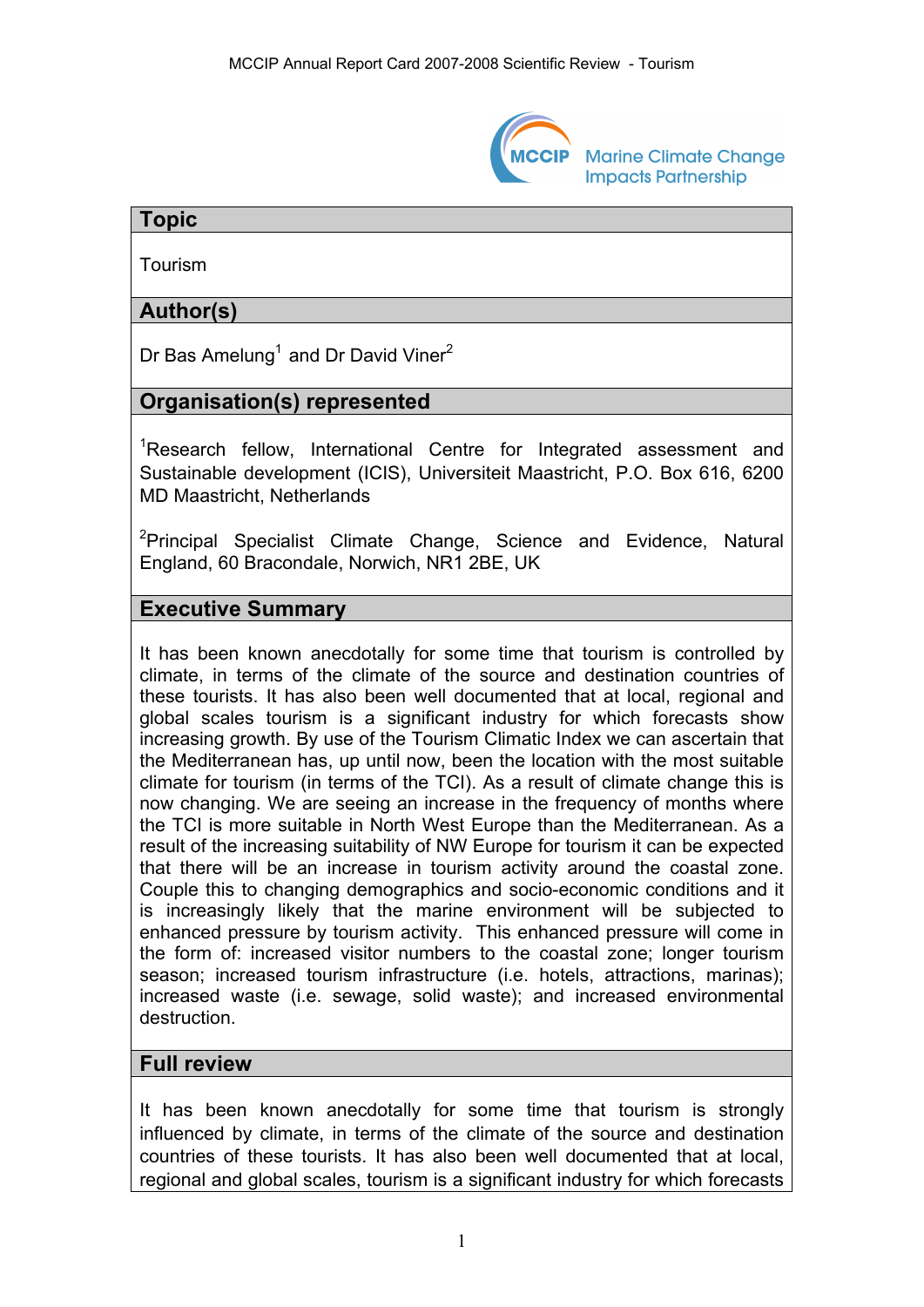## Topic

Tourism

## Author(s)

Dr Bas Amelung[1] and Dr David Viner[2]

## Organisation(s) represented

[1]Research fellow, International Centre for Integrated assessment and Sustainable development (ICIS), Universiteit Maastricht, P.O. Box 616, 6200 MD Maastricht, Netherlands

[2]Principal Specialist Climate Change, Science and Evidence, Natural England, 60 Bracondale, Norwich, NR1 2BE, UK

## Executive Summary

It has been known anecdotally for some time that tourism is controlled by climate, in terms of the climate of the source and destination countries of these tourists. It has also been well documented that at local, regional and global scales tourism is a significant industry for which forecasts show increasing growth. By use of the Tourism Climatic Index we can ascertain that the Mediterranean has, up until now, been the location with the most suitable climate for tourism (in terms of the TCI). As a result of climate change this is now changing. We are seeing an increase in the frequency of months where the TCI is more suitable in North West Europe than the Mediterranean. As a result of the increasing suitability of NW Europe for tourism it can be expected that there will be an increase in tourism activity around the coastal zone. Couple this to changing demographics and socio-economic conditions and it is increasingly likely that the marine environment will be subjected to enhanced pressure by tourism activity. This enhanced pressure will come in the form of: increased visitor numbers to the coastal zone; longer tourism season; increased tourism infrastructure (i.e. hotels, attractions, marinas); increased waste (i.e. sewage, solid waste); and increased environmental destruction.

## Full review

It has been known anecdotally for some time that tourism is strongly influenced by climate, in terms of the climate of the source and destination countries of these tourists. It has also been well documented that at local, regional and global scales, tourism is a significant industry for which forecasts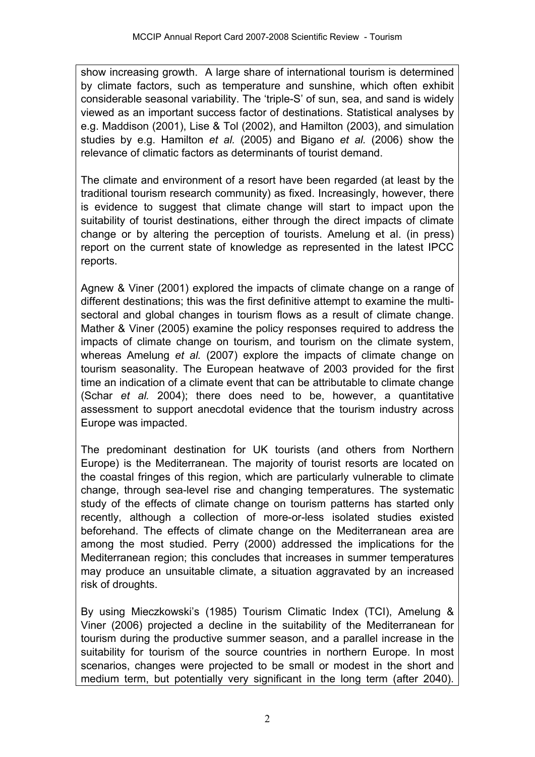show increasing growth. A large share of international tourism is determined by climate factors, such as temperature and sunshine, which often exhibit considerable seasonal variability. The 'triple-S' of sun, sea, and sand is widely viewed as an important success factor of destinations. Statistical analyses by e.g. Maddison (2001), Lise & Tol (2002), and Hamilton (2003), and simulation studies by e.g. Hamilton *et al.* (2005) and Bigano *et al.* (2006) show the relevance of climatic factors as determinants of tourist demand.

The climate and environment of a resort have been regarded (at least by the traditional tourism research community) as fixed. Increasingly, however, there is evidence to suggest that climate change will start to impact upon the suitability of tourist destinations, either through the direct impacts of climate change or by altering the perception of tourists. Amelung et al. (in press) report on the current state of knowledge as represented in the latest IPCC reports.

Agnew & Viner (2001) explored the impacts of climate change on a range of different destinations; this was the first definitive attempt to examine the multi-sectoral and global changes in tourism flows as a result of climate change. Mather & Viner (2005) examine the policy responses required to address the impacts of climate change on tourism, and tourism on the climate system, whereas Amelung *et al.* (2007) explore the impacts of climate change on tourism seasonality. The European heatwave of 2003 provided for the first time an indication of a climate event that can be attributable to climate change (Schar *et al.* 2004); there does need to be, however, a quantitative assessment to support anecdotal evidence that the tourism industry across Europe was impacted.

The predominant destination for UK tourists (and others from Northern Europe) is the Mediterranean. The majority of tourist resorts are located on the coastal fringes of this region, which are particularly vulnerable to climate change, through sea-level rise and changing temperatures. The systematic study of the effects of climate change on tourism patterns has started only recently, although a collection of more-or-less isolated studies existed beforehand. The effects of climate change on the Mediterranean area are among the most studied. Perry (2000) addressed the implications for the Mediterranean region; this concludes that increases in summer temperatures may produce an unsuitable climate, a situation aggravated by an increased risk of droughts.

By using Mieczkowski's (1985) Tourism Climatic Index (TCI), Amelung & Viner (2006) projected a decline in the suitability of the Mediterranean for tourism during the productive summer season, and a parallel increase in the suitability for tourism of the source countries in northern Europe. In most scenarios, changes were projected to be small or modest in the short and medium term, but potentially very significant in the long term (after 2040).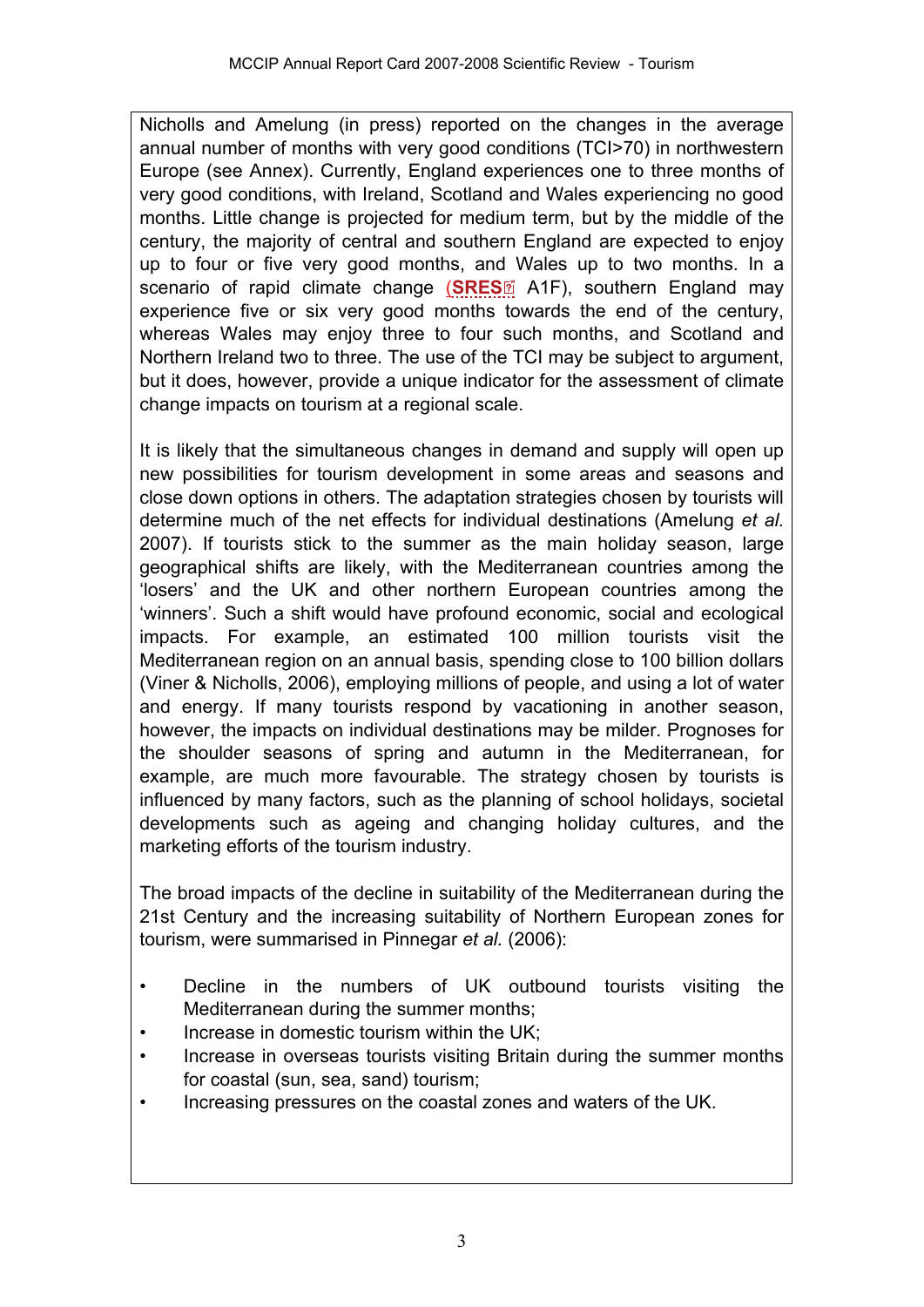Nicholls and Amelung (in press) reported on the changes in the average annual number of months with very good conditions (TCI>70) in northwestern Europe (see Annex). Currently, England experiences one to three months of very good conditions, with Ireland, Scotland and Wales experiencing no good months. Little change is projected for medium term, but by the middle of the century, the majority of central and southern England are expected to enjoy up to four or five very good months, and Wales up to two months. In a scenario of rapid climate change (**SRES** A1F), southern England may experience five or six very good months towards the end of the century, whereas Wales may enjoy three to four such months, and Scotland and Northern Ireland two to three. The use of the TCI may be subject to argument, but it does, however, provide a unique indicator for the assessment of climate change impacts on tourism at a regional scale.

It is likely that the simultaneous changes in demand and supply will open up new possibilities for tourism development in some areas and seasons and close down options in others. The adaptation strategies chosen by tourists will determine much of the net effects for individual destinations (Amelung *et al.* 2007). If tourists stick to the summer as the main holiday season, large geographical shifts are likely, with the Mediterranean countries among the 'losers' and the UK and other northern European countries among the 'winners'. Such a shift would have profound economic, social and ecological impacts. For example, an estimated 100 million tourists visit the Mediterranean region on an annual basis, spending close to 100 billion dollars (Viner & Nicholls, 2006), employing millions of people, and using a lot of water and energy. If many tourists respond by vacationing in another season, however, the impacts on individual destinations may be milder. Prognoses for the shoulder seasons of spring and autumn in the Mediterranean, for example, are much more favourable. The strategy chosen by tourists is influenced by many factors, such as the planning of school holidays, societal developments such as ageing and changing holiday cultures, and the marketing efforts of the tourism industry.

The broad impacts of the decline in suitability of the Mediterranean during the 21st Century and the increasing suitability of Northern European zones for tourism, were summarised in Pinnegar *et al.* (2006):

- Decline in the numbers of UK outbound tourists visiting the Mediterranean during the summer months;
- Increase in domestic tourism within the UK;
- Increase in overseas tourists visiting Britain during the summer months for coastal (sun, sea, sand) tourism;
- Increasing pressures on the coastal zones and waters of the UK.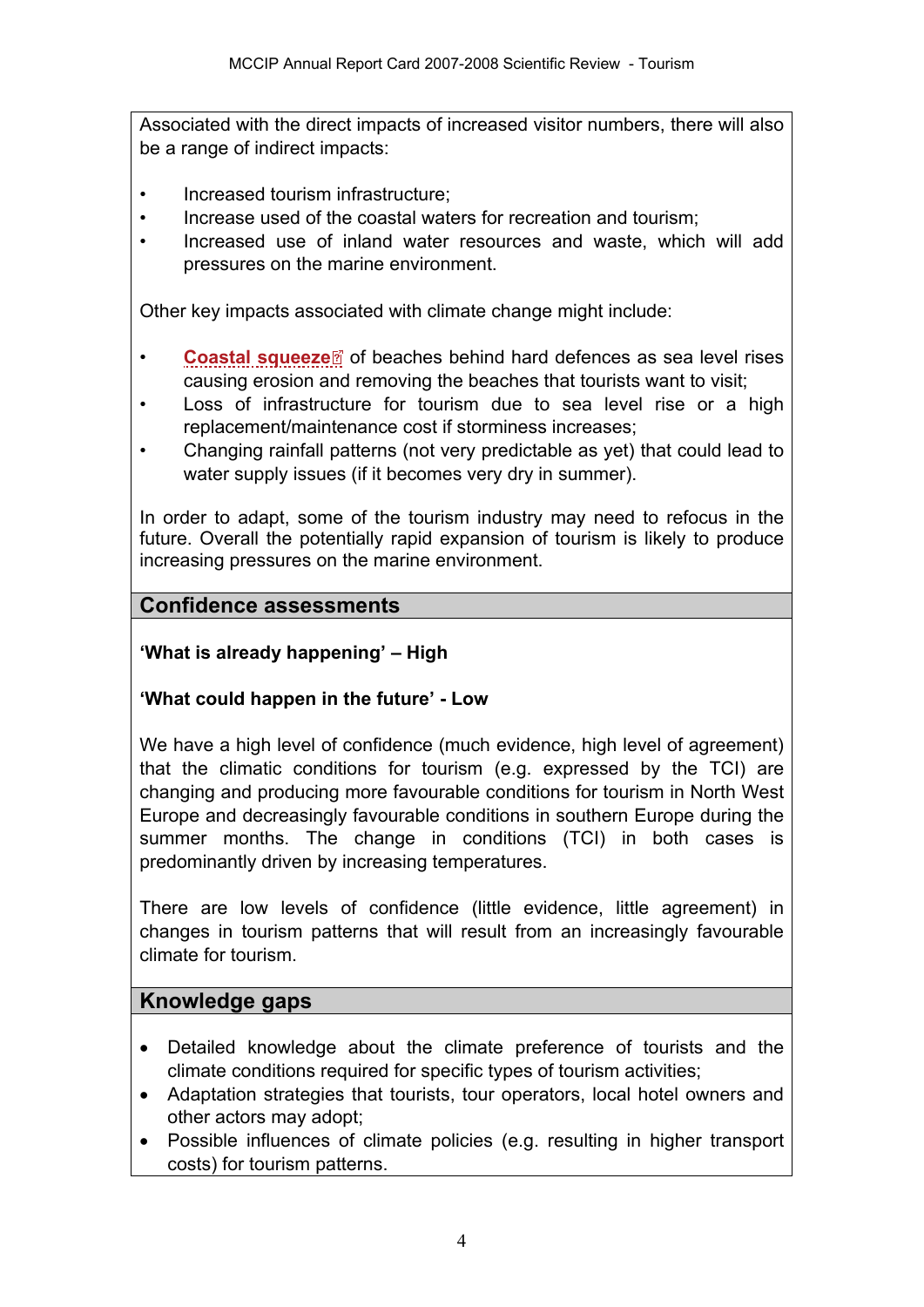Associated with the direct impacts of increased visitor numbers, there will also be a range of indirect impacts:

- Increased tourism infrastructure;
- Increase used of the coastal waters for recreation and tourism;
- Increased use of inland water resources and waste, which will add pressures on the marine environment.

Other key impacts associated with climate change might include:

- **Coastal squeeze** of beaches behind hard defences as sea level rises causing erosion and removing the beaches that tourists want to visit;
- Loss of infrastructure for tourism due to sea level rise or a high replacement/maintenance cost if storminess increases;
- Changing rainfall patterns (not very predictable as yet) that could lead to water supply issues (if it becomes very dry in summer).

In order to adapt, some of the tourism industry may need to refocus in the future. Overall the potentially rapid expansion of tourism is likely to produce increasing pressures on the marine environment.

## Confidence assessments

**'What is already happening' – High**

**'What could happen in the future' - Low**

We have a high level of confidence (much evidence, high level of agreement) that the climatic conditions for tourism (e.g. expressed by the TCI) are changing and producing more favourable conditions for tourism in North West Europe and decreasingly favourable conditions in southern Europe during the summer months. The change in conditions (TCI) in both cases is predominantly driven by increasing temperatures.

There are low levels of confidence (little evidence, little agreement) in changes in tourism patterns that will result from an increasingly favourable climate for tourism.

## Knowledge gaps

- Detailed knowledge about the climate preference of tourists and the climate conditions required for specific types of tourism activities;
- Adaptation strategies that tourists, tour operators, local hotel owners and other actors may adopt;
- Possible influences of climate policies (e.g. resulting in higher transport costs) for tourism patterns.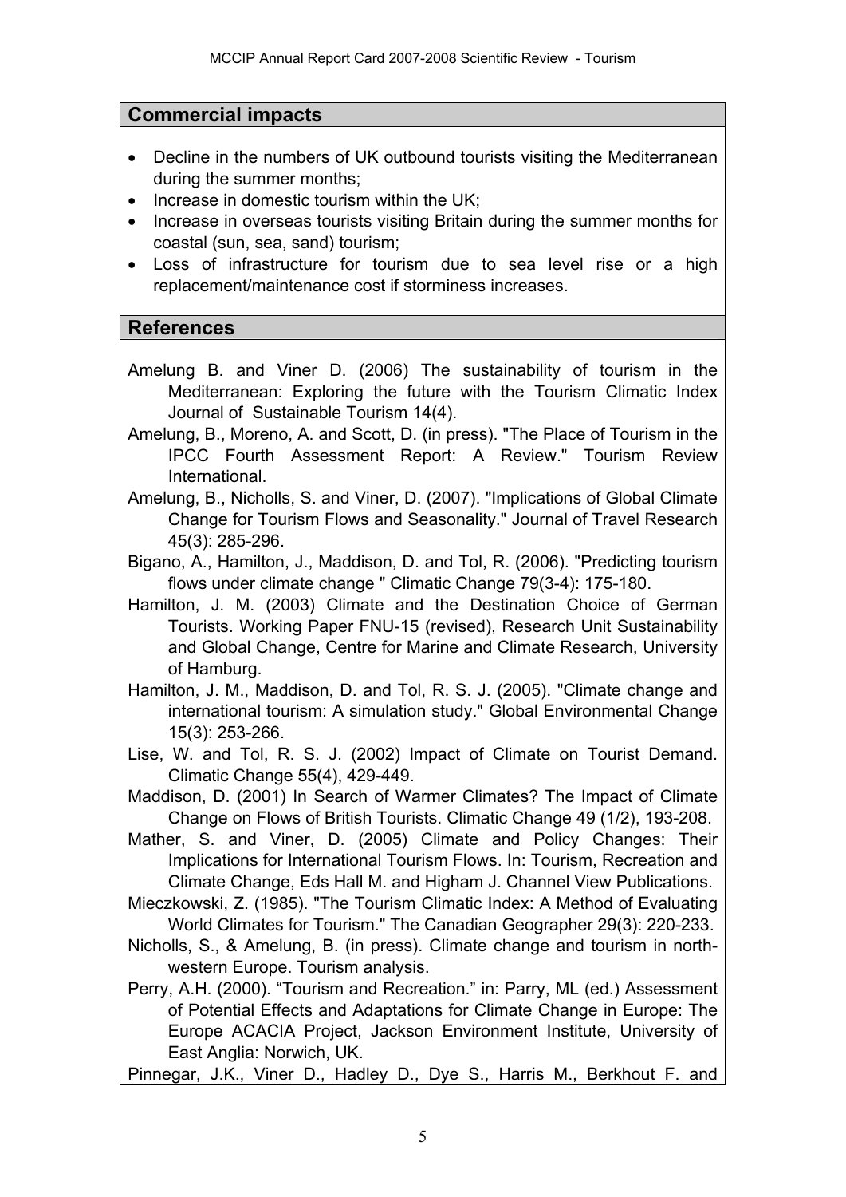## Commercial impacts

- Decline in the numbers of UK outbound tourists visiting the Mediterranean during the summer months;
- Increase in domestic tourism within the UK;
- Increase in overseas tourists visiting Britain during the summer months for coastal (sun, sea, sand) tourism;
- Loss of infrastructure for tourism due to sea level rise or a high replacement/maintenance cost if storminess increases.

## References

Amelung B. and Viner D. (2006) The sustainability of tourism in the Mediterranean: Exploring the future with the Tourism Climatic Index Journal of Sustainable Tourism 14(4).

Amelung, B., Moreno, A. and Scott, D. (in press). "The Place of Tourism in the IPCC Fourth Assessment Report: A Review." Tourism Review International.

Amelung, B., Nicholls, S. and Viner, D. (2007). "Implications of Global Climate Change for Tourism Flows and Seasonality." Journal of Travel Research 45(3): 285-296.

Bigano, A., Hamilton, J., Maddison, D. and Tol, R. (2006). "Predicting tourism flows under climate change " Climatic Change 79(3-4): 175-180.

Hamilton, J. M. (2003) Climate and the Destination Choice of German Tourists. Working Paper FNU-15 (revised), Research Unit Sustainability and Global Change, Centre for Marine and Climate Research, University of Hamburg.

Hamilton, J. M., Maddison, D. and Tol, R. S. J. (2005). "Climate change and international tourism: A simulation study." Global Environmental Change 15(3): 253-266.

Lise, W. and Tol, R. S. J. (2002) Impact of Climate on Tourist Demand. Climatic Change 55(4), 429-449.

Maddison, D. (2001) In Search of Warmer Climates? The Impact of Climate Change on Flows of British Tourists. Climatic Change 49 (1/2), 193-208.

Mather, S. and Viner, D. (2005) Climate and Policy Changes: Their Implications for International Tourism Flows. In: Tourism, Recreation and Climate Change, Eds Hall M. and Higham J. Channel View Publications.

Mieczkowski, Z. (1985). "The Tourism Climatic Index: A Method of Evaluating World Climates for Tourism." The Canadian Geographer 29(3): 220-233.

Nicholls, S., & Amelung, B. (in press). Climate change and tourism in north-western Europe. Tourism analysis.

Perry, A.H. (2000). "Tourism and Recreation." in: Parry, ML (ed.) Assessment of Potential Effects and Adaptations for Climate Change in Europe: The Europe ACACIA Project, Jackson Environment Institute, University of East Anglia: Norwich, UK.

Pinnegar, J.K., Viner D., Hadley D., Dye S., Harris M., Berkhout F. and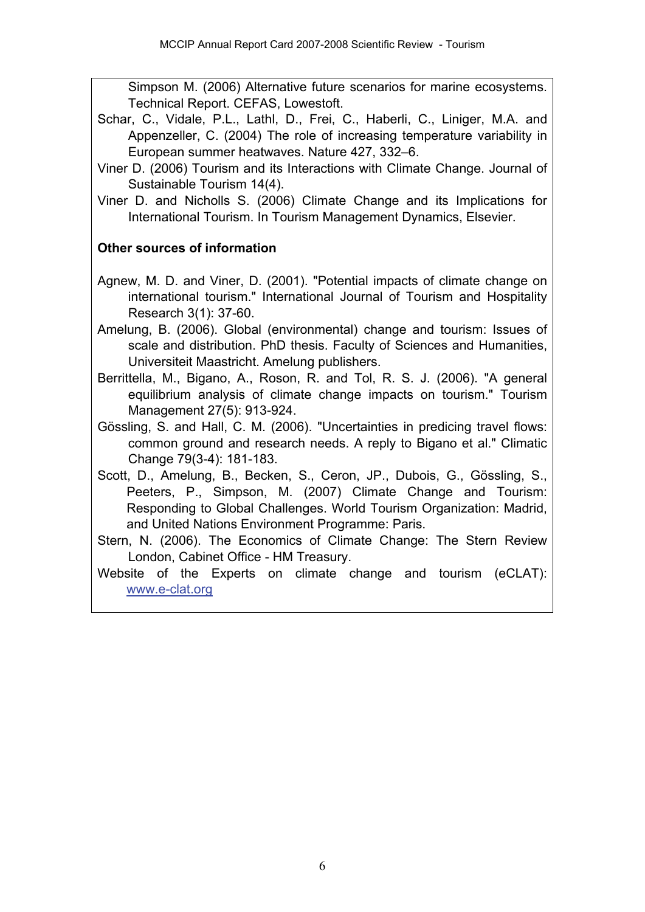Simpson M. (2006) Alternative future scenarios for marine ecosystems. Technical Report. CEFAS, Lowestoft.

Schar, C., Vidale, P.L., Lathl, D., Frei, C., Haberli, C., Liniger, M.A. and Appenzeller, C. (2004) The role of increasing temperature variability in European summer heatwaves. Nature 427, 332–6.

Viner D. (2006) Tourism and its Interactions with Climate Change. Journal of Sustainable Tourism 14(4).

Viner D. and Nicholls S. (2006) Climate Change and its Implications for International Tourism. In Tourism Management Dynamics, Elsevier.

**Other sources of information**

Agnew, M. D. and Viner, D. (2001). "Potential impacts of climate change on international tourism." International Journal of Tourism and Hospitality Research 3(1): 37-60.

Amelung, B. (2006). Global (environmental) change and tourism: Issues of scale and distribution. PhD thesis. Faculty of Sciences and Humanities, Universiteit Maastricht. Amelung publishers.

Berrittella, M., Bigano, A., Roson, R. and Tol, R. S. J. (2006). "A general equilibrium analysis of climate change impacts on tourism." Tourism Management 27(5): 913-924.

Gössling, S. and Hall, C. M. (2006). "Uncertainties in predicing travel flows: common ground and research needs. A reply to Bigano et al." Climatic Change 79(3-4): 181-183.

Scott, D., Amelung, B., Becken, S., Ceron, JP., Dubois, G., Gössling, S., Peeters, P., Simpson, M. (2007) Climate Change and Tourism: Responding to Global Challenges. World Tourism Organization: Madrid, and United Nations Environment Programme: Paris.

Stern, N. (2006). The Economics of Climate Change: The Stern Review London, Cabinet Office - HM Treasury.

Website of the Experts on climate change and tourism (eCLAT): www.e-clat.org